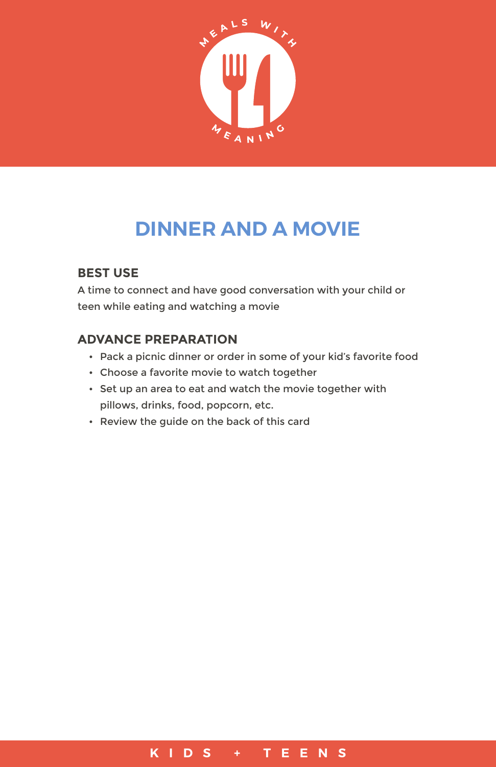# DINNER AND A MOVIE

## BEST USE

A time to connect and have good conversation with your child or teen while eating and watching a movie

## ADVANCE PREPARATION

- Pack a picnic dinner or order in some of your kid's favorite food
- Choose a favorite movie to watch together
- Set up an area to eat and watch the movie together with pillows, drinks, food, popcorn, etc.
- Review the guide on the back of this card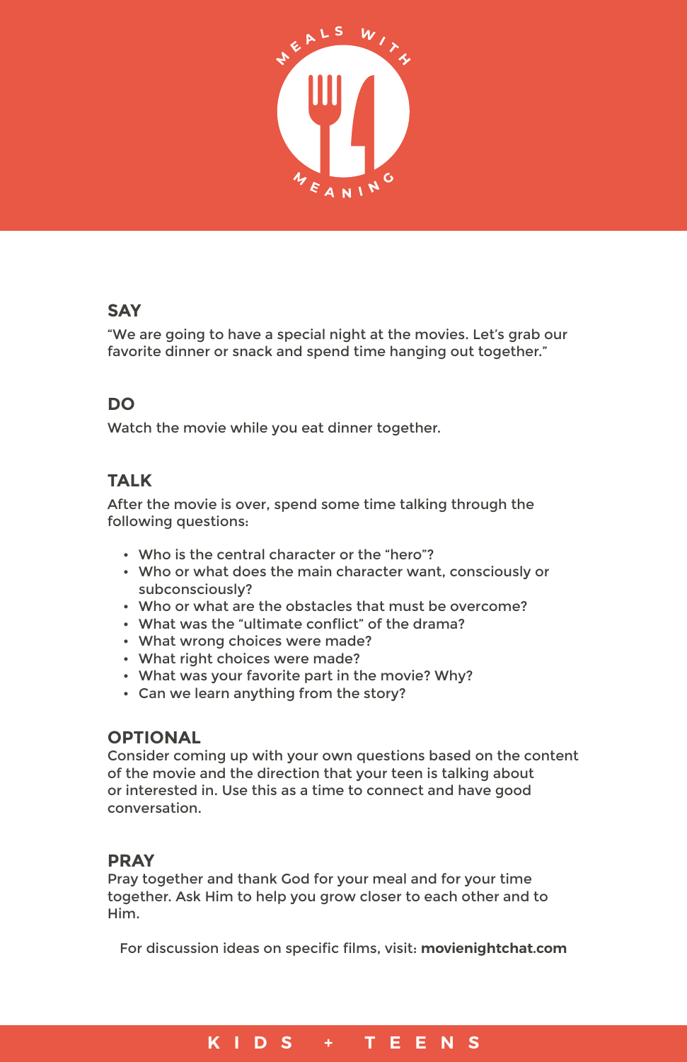MEALS WITH MEANING

## SAY

"We are going to have a special night at the movies. Let's grab our favorite dinner or snack and spend time hanging out together."

## DO

Watch the movie while you eat dinner together.

## TALK

After the movie is over, spend some time talking through the following questions:

- Who is the central character or the "hero"?
- Who or what does the main character want, consciously or subconsciously?
- Who or what are the obstacles that must be overcome?
- What was the "ultimate conflict" of the drama?
- What wrong choices were made?
- What right choices were made?
- What was your favorite part in the movie? Why?
- Can we learn anything from the story?

## OPTIONAL

Consider coming up with your own questions based on the content of the movie and the direction that your teen is talking about or interested in. Use this as a time to connect and have good conversation.

## PRAY

Pray together and thank God for your meal and for your time together. Ask Him to help you grow closer to each other and to Him.

For discussion ideas on specific films, visit: **movienightchat.com**

KIDS + TEENS